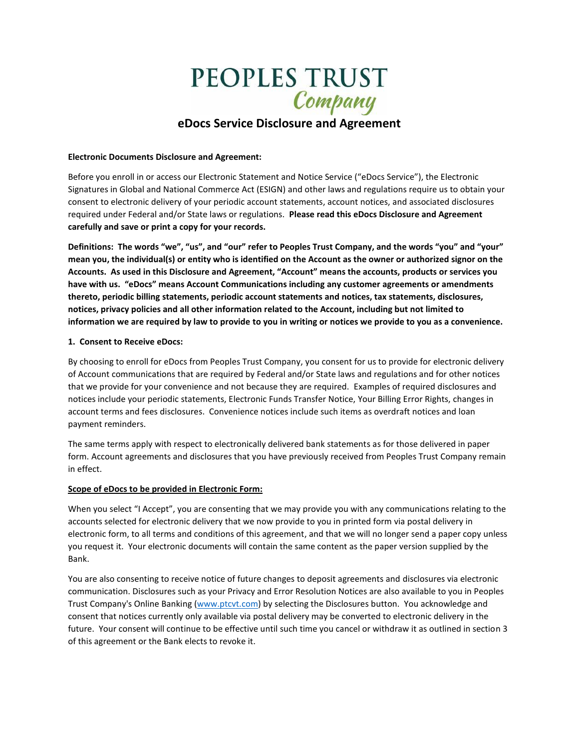# PEOPLES TRUST Company

## eDocs Service Disclosure and Agreement

**Electronic Documents Disclosure and Agreement:**

Before you enroll in or access our Electronic Statement and Notice Service ("eDocs Service"), the Electronic Signatures in Global and National Commerce Act (ESIGN) and other laws and regulations require us to obtain your consent to electronic delivery of your periodic account statements, account notices, and associated disclosures required under Federal and/or State laws or regulations. **Please read this eDocs Disclosure and Agreement carefully and save or print a copy for your records.**

**Definitions: The words "we", "us", and "our" refer to Peoples Trust Company, and the words "you" and "your" mean you, the individual(s) or entity who is identified on the Account as the owner or authorized signor on the Accounts. As used in this Disclosure and Agreement, "Account" means the accounts, products or services you have with us. "eDocs" means Account Communications including any customer agreements or amendments thereto, periodic billing statements, periodic account statements and notices, tax statements, disclosures, notices, privacy policies and all other information related to the Account, including but not limited to information we are required by law to provide to you in writing or notices we provide to you as a convenience.**

**1. Consent to Receive eDocs:**

By choosing to enroll for eDocs from Peoples Trust Company, you consent for us to provide for electronic delivery of Account communications that are required by Federal and/or State laws and regulations and for other notices that we provide for your convenience and not because they are required. Examples of required disclosures and notices include your periodic statements, Electronic Funds Transfer Notice, Your Billing Error Rights, changes in account terms and fees disclosures. Convenience notices include such items as overdraft notices and loan payment reminders.

The same terms apply with respect to electronically delivered bank statements as for those delivered in paper form. Account agreements and disclosures that you have previously received from Peoples Trust Company remain in effect.

**Scope of eDocs to be provided in Electronic Form:**

When you select "I Accept", you are consenting that we may provide you with any communications relating to the accounts selected for electronic delivery that we now provide to you in printed form via postal delivery in electronic form, to all terms and conditions of this agreement, and that we will no longer send a paper copy unless you request it. Your electronic documents will contain the same content as the paper version supplied by the Bank.

You are also consenting to receive notice of future changes to deposit agreements and disclosures via electronic communication. Disclosures such as your Privacy and Error Resolution Notices are also available to you in Peoples Trust Company's Online Banking (www.ptcvt.com) by selecting the Disclosures button. You acknowledge and consent that notices currently only available via postal delivery may be converted to electronic delivery in the future. Your consent will continue to be effective until such time you cancel or withdraw it as outlined in section 3 of this agreement or the Bank elects to revoke it.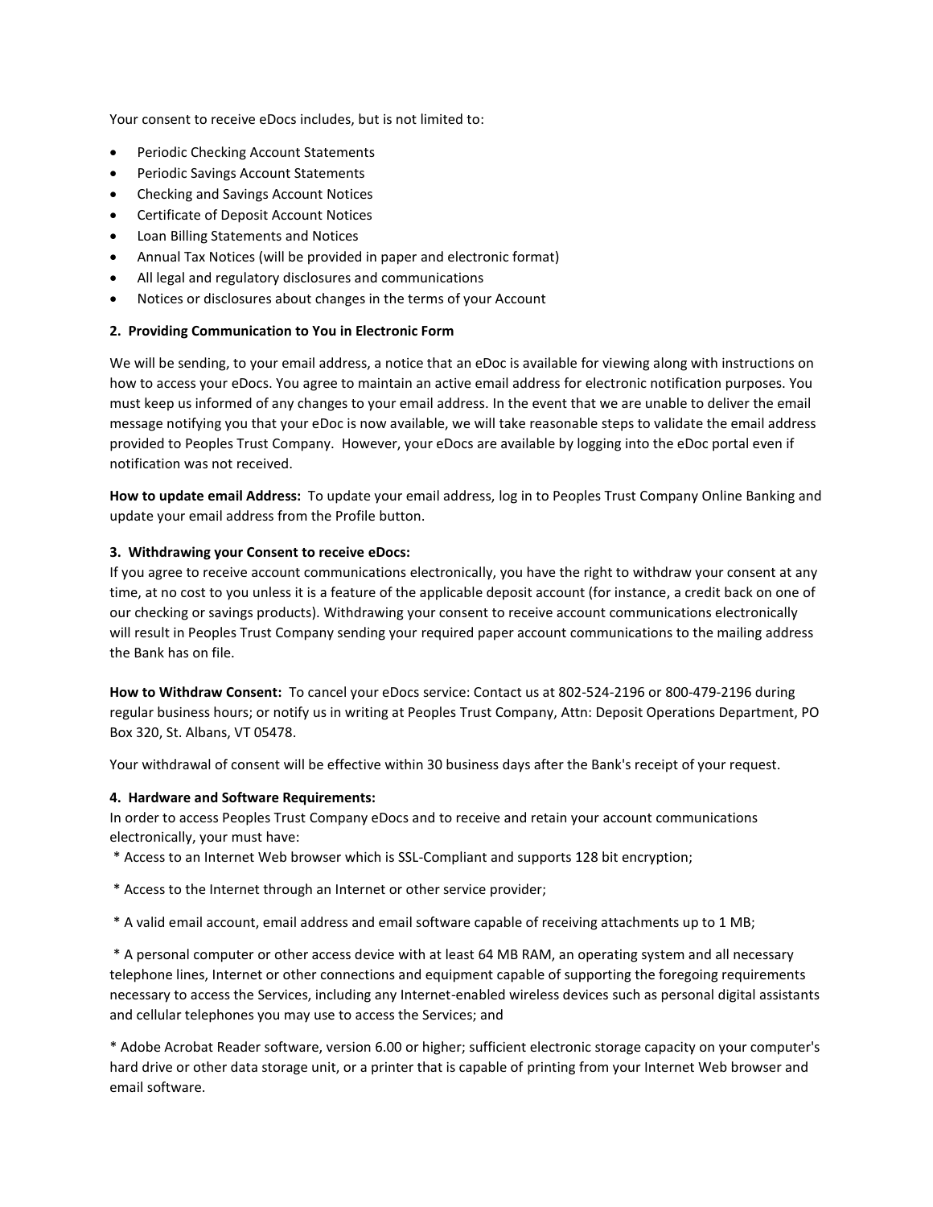Your consent to receive eDocs includes, but is not limited to:

- Periodic Checking Account Statements
- Periodic Savings Account Statements
- Checking and Savings Account Notices
- Certificate of Deposit Account Notices
- Loan Billing Statements and Notices
- Annual Tax Notices (will be provided in paper and electronic format)
- All legal and regulatory disclosures and communications
- Notices or disclosures about changes in the terms of your Account

**2. Providing Communication to You in Electronic Form**

We will be sending, to your email address, a notice that an eDoc is available for viewing along with instructions on how to access your eDocs. You agree to maintain an active email address for electronic notification purposes. You must keep us informed of any changes to your email address. In the event that we are unable to deliver the email message notifying you that your eDoc is now available, we will take reasonable steps to validate the email address provided to Peoples Trust Company. However, your eDocs are available by logging into the eDoc portal even if notification was not received.

**How to update email Address:** To update your email address, log in to Peoples Trust Company Online Banking and update your email address from the Profile button.

**3. Withdrawing your Consent to receive eDocs:**

If you agree to receive account communications electronically, you have the right to withdraw your consent at any time, at no cost to you unless it is a feature of the applicable deposit account (for instance, a credit back on one of our checking or savings products). Withdrawing your consent to receive account communications electronically will result in Peoples Trust Company sending your required paper account communications to the mailing address the Bank has on file.

**How to Withdraw Consent:** To cancel your eDocs service: Contact us at 802-524-2196 or 800-479-2196 during regular business hours; or notify us in writing at Peoples Trust Company, Attn: Deposit Operations Department, PO Box 320, St. Albans, VT 05478.

Your withdrawal of consent will be effective within 30 business days after the Bank's receipt of your request.

**4. Hardware and Software Requirements:**

In order to access Peoples Trust Company eDocs and to receive and retain your account communications electronically, your must have:

* Access to an Internet Web browser which is SSL-Compliant and supports 128 bit encryption;

* Access to the Internet through an Internet or other service provider;

* A valid email account, email address and email software capable of receiving attachments up to 1 MB;

* A personal computer or other access device with at least 64 MB RAM, an operating system and all necessary telephone lines, Internet or other connections and equipment capable of supporting the foregoing requirements necessary to access the Services, including any Internet-enabled wireless devices such as personal digital assistants and cellular telephones you may use to access the Services; and

* Adobe Acrobat Reader software, version 6.00 or higher; sufficient electronic storage capacity on your computer's hard drive or other data storage unit, or a printer that is capable of printing from your Internet Web browser and email software.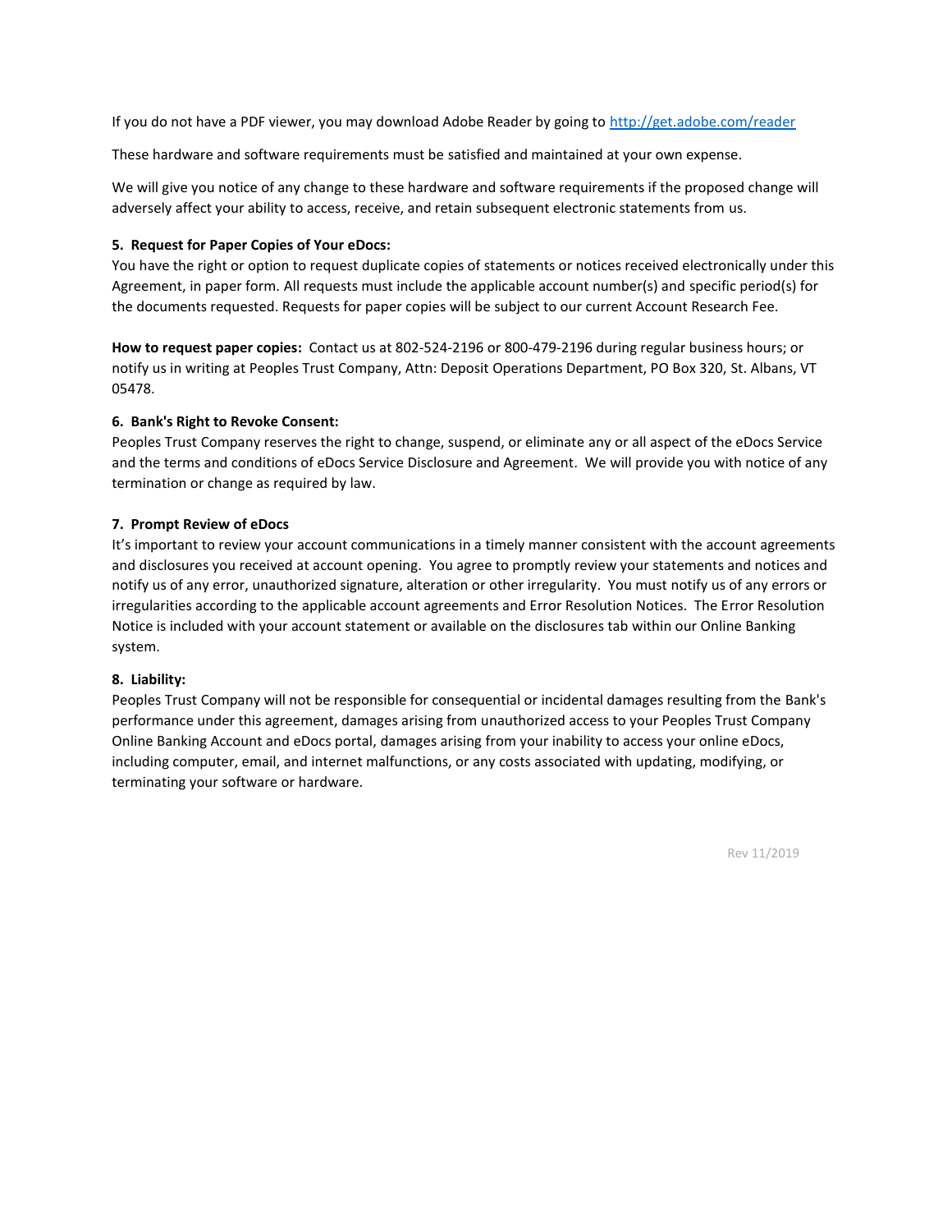If you do not have a PDF viewer, you may download Adobe Reader by going to [http://get.adobe.com/reader](http://get.adobe.com/reader)

These hardware and software requirements must be satisfied and maintained at your own expense.

We will give you notice of any change to these hardware and software requirements if the proposed change will adversely affect your ability to access, receive, and retain subsequent electronic statements from us.

**5. Request for Paper Copies of Your eDocs:**
You have the right or option to request duplicate copies of statements or notices received electronically under this Agreement, in paper form. All requests must include the applicable account number(s) and specific period(s) for the documents requested. Requests for paper copies will be subject to our current Account Research Fee.

**How to request paper copies:** Contact us at 802-524-2196 or 800-479-2196 during regular business hours; or notify us in writing at Peoples Trust Company, Attn: Deposit Operations Department, PO Box 320, St. Albans, VT 05478.

**6. Bank's Right to Revoke Consent:**
Peoples Trust Company reserves the right to change, suspend, or eliminate any or all aspect of the eDocs Service and the terms and conditions of eDocs Service Disclosure and Agreement. We will provide you with notice of any termination or change as required by law.

**7. Prompt Review of eDocs**
It's important to review your account communications in a timely manner consistent with the account agreements and disclosures you received at account opening. You agree to promptly review your statements and notices and notify us of any error, unauthorized signature, alteration or other irregularity. You must notify us of any errors or irregularities according to the applicable account agreements and Error Resolution Notices. The Error Resolution Notice is included with your account statement or available on the disclosures tab within our Online Banking system.

**8. Liability:**
Peoples Trust Company will not be responsible for consequential or incidental damages resulting from the Bank's performance under this agreement, damages arising from unauthorized access to your Peoples Trust Company Online Banking Account and eDocs portal, damages arising from your inability to access your online eDocs, including computer, email, and internet malfunctions, or any costs associated with updating, modifying, or terminating your software or hardware.

Rev 11/2019